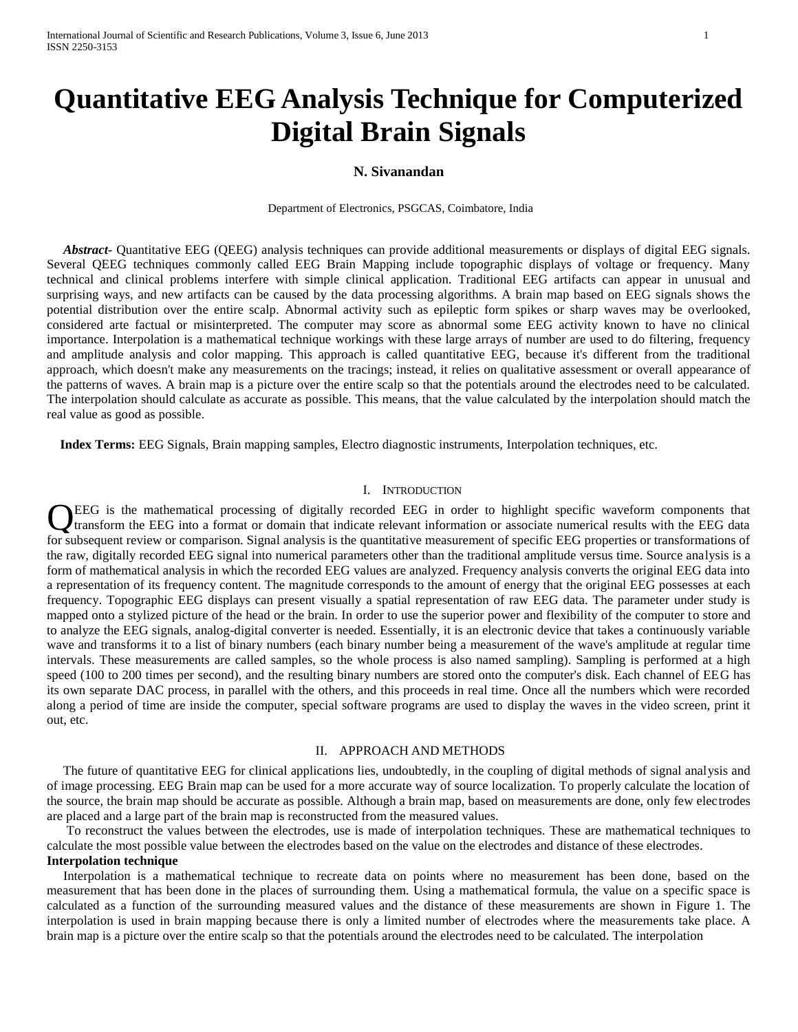# Quantitative EEG Analysis Technique for Computerized Digital Brain Signals

**N. Sivanandan**

Department of Electronics, PSGCAS, Coimbatore, India

***Abstract-*** Quantitative EEG (QEEG) analysis techniques can provide additional measurements or displays of digital EEG signals. Several QEEG techniques commonly called EEG Brain Mapping include topographic displays of voltage or frequency. Many technical and clinical problems interfere with simple clinical application. Traditional EEG artifacts can appear in unusual and surprising ways, and new artifacts can be caused by the data processing algorithms. A brain map based on EEG signals shows the potential distribution over the entire scalp. Abnormal activity such as epileptic form spikes or sharp waves may be overlooked, considered arte factual or misinterpreted. The computer may score as abnormal some EEG activity known to have no clinical importance. Interpolation is a mathematical technique workings with these large arrays of number are used to do filtering, frequency and amplitude analysis and color mapping. This approach is called quantitative EEG, because it's different from the traditional approach, which doesn't make any measurements on the tracings; instead, it relies on qualitative assessment or overall appearance of the patterns of waves. A brain map is a picture over the entire scalp so that the potentials around the electrodes need to be calculated. The interpolation should calculate as accurate as possible. This means, that the value calculated by the interpolation should match the real value as good as possible.

**Index Terms:** EEG Signals, Brain mapping samples, Electro diagnostic instruments, Interpolation techniques, etc.

## I. Introduction

QEEG is the mathematical processing of digitally recorded EEG in order to highlight specific waveform components that transform the EEG into a format or domain that indicate relevant information or associate numerical results with the EEG data for subsequent review or comparison. Signal analysis is the quantitative measurement of specific EEG properties or transformations of the raw, digitally recorded EEG signal into numerical parameters other than the traditional amplitude versus time. Source analysis is a form of mathematical analysis in which the recorded EEG values are analyzed. Frequency analysis converts the original EEG data into a representation of its frequency content. The magnitude corresponds to the amount of energy that the original EEG possesses at each frequency. Topographic EEG displays can present visually a spatial representation of raw EEG data. The parameter under study is mapped onto a stylized picture of the head or the brain. In order to use the superior power and flexibility of the computer to store and to analyze the EEG signals, analog-digital converter is needed. Essentially, it is an electronic device that takes a continuously variable wave and transforms it to a list of binary numbers (each binary number being a measurement of the wave's amplitude at regular time intervals. These measurements are called samples, so the whole process is also named sampling). Sampling is performed at a high speed (100 to 200 times per second), and the resulting binary numbers are stored onto the computer's disk. Each channel of EEG has its own separate DAC process, in parallel with the others, and this proceeds in real time. Once all the numbers which were recorded along a period of time are inside the computer, special software programs are used to display the waves in the video screen, print it out, etc.

## II. Approach and Methods

The future of quantitative EEG for clinical applications lies, undoubtedly, in the coupling of digital methods of signal analysis and of image processing. EEG Brain map can be used for a more accurate way of source localization. To properly calculate the location of the source, the brain map should be accurate as possible. Although a brain map, based on measurements are done, only few electrodes are placed and a large part of the brain map is reconstructed from the measured values.

To reconstruct the values between the electrodes, use is made of interpolation techniques. These are mathematical techniques to calculate the most possible value between the electrodes based on the value on the electrodes and distance of these electrodes.

**Interpolation technique**

Interpolation is a mathematical technique to recreate data on points where no measurement has been done, based on the measurement that has been done in the places of surrounding them. Using a mathematical formula, the value on a specific space is calculated as a function of the surrounding measured values and the distance of these measurements are shown in Figure 1. The interpolation is used in brain mapping because there is only a limited number of electrodes where the measurements take place. A brain map is a picture over the entire scalp so that the potentials around the electrodes need to be calculated. The interpolation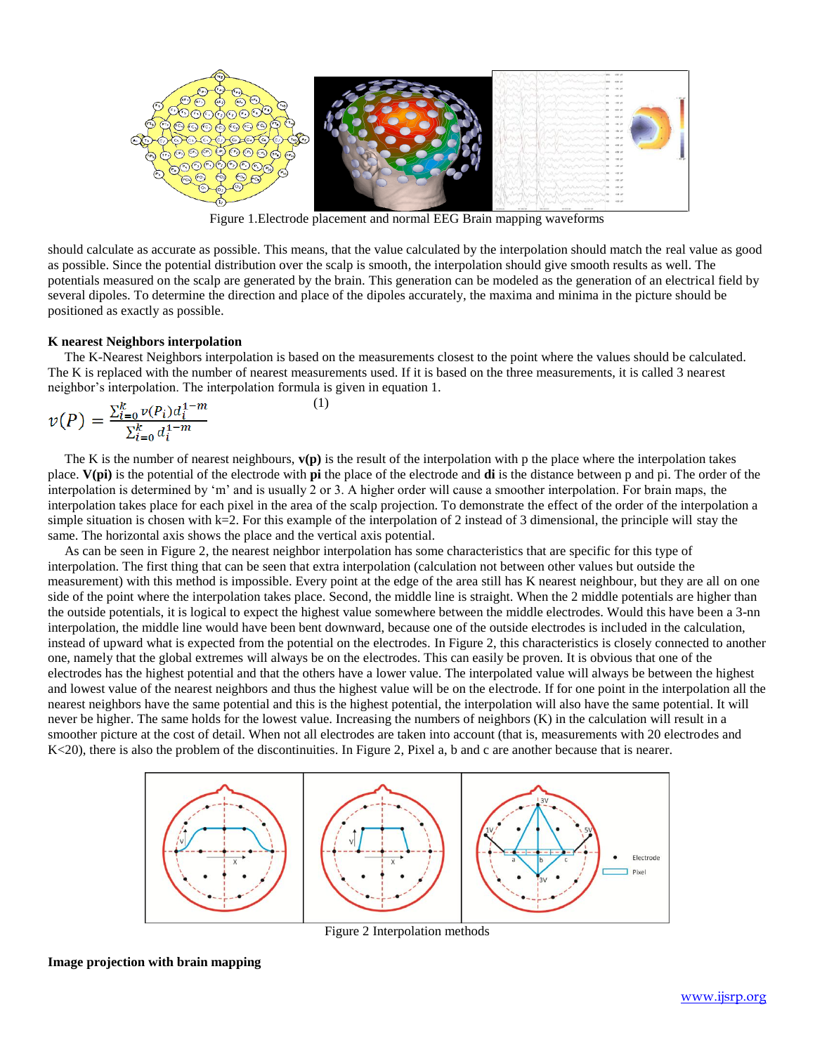Figure 1.Electrode placement and normal EEG Brain mapping waveforms

should calculate as accurate as possible. This means, that the value calculated by the interpolation should match the real value as good as possible. Since the potential distribution over the scalp is smooth, the interpolation should give smooth results as well. The potentials measured on the scalp are generated by the brain. This generation can be modeled as the generation of an electrical field by several dipoles. To determine the direction and place of the dipoles accurately, the maxima and minima in the picture should be positioned as exactly as possible.

**K nearest Neighbors interpolation**

The K-Nearest Neighbors interpolation is based on the measurements closest to the point where the values should be calculated. The K is replaced with the number of nearest measurements used. If it is based on the three measurements, it is called 3 nearest neighbor's interpolation. The interpolation formula is given in equation 1.

$$v(P) = \frac{\sum_{i=0}^{k} v(P_i) d_i^{1-m}}{\sum_{i=0}^{k} d_i^{1-m}} \tag{1}$$

The K is the number of nearest neighbours, **v(p)** is the result of the interpolation with p the place where the interpolation takes place. **V(pi)** is the potential of the electrode with **pi** the place of the electrode and **di** is the distance between p and pi. The order of the interpolation is determined by 'm' and is usually 2 or 3. A higher order will cause a smoother interpolation. For brain maps, the interpolation takes place for each pixel in the area of the scalp projection. To demonstrate the effect of the order of the interpolation a simple situation is chosen with k=2. For this example of the interpolation of 2 instead of 3 dimensional, the principle will stay the same. The horizontal axis shows the place and the vertical axis potential.

As can be seen in Figure 2, the nearest neighbor interpolation has some characteristics that are specific for this type of interpolation. The first thing that can be seen that extra interpolation (calculation not between other values but outside the measurement) with this method is impossible. Every point at the edge of the area still has K nearest neighbour, but they are all on one side of the point where the interpolation takes place. Second, the middle line is straight. When the 2 middle potentials are higher than the outside potentials, it is logical to expect the highest value somewhere between the middle electrodes. Would this have been a 3-nn interpolation, the middle line would have been bent downward, because one of the outside electrodes is included in the calculation, instead of upward what is expected from the potential on the electrodes. In Figure 2, this characteristics is closely connected to another one, namely that the global extremes will always be on the electrodes. This can easily be proven. It is obvious that one of the electrodes has the highest potential and that the others have a lower value. The interpolated value will always be between the highest and lowest value of the nearest neighbors and thus the highest value will be on the electrode. If for one point in the interpolation all the nearest neighbors have the same potential and this is the highest potential, the interpolation will also have the same potential. It will never be higher. The same holds for the lowest value. Increasing the numbers of neighbors (K) in the calculation will result in a smoother picture at the cost of detail. When not all electrodes are taken into account (that is, measurements with 20 electrodes and K<20), there is also the problem of the discontinuities. In Figure 2, Pixel a, b and c are another because that is nearer.

Figure 2 Interpolation methods

**Image projection with brain mapping**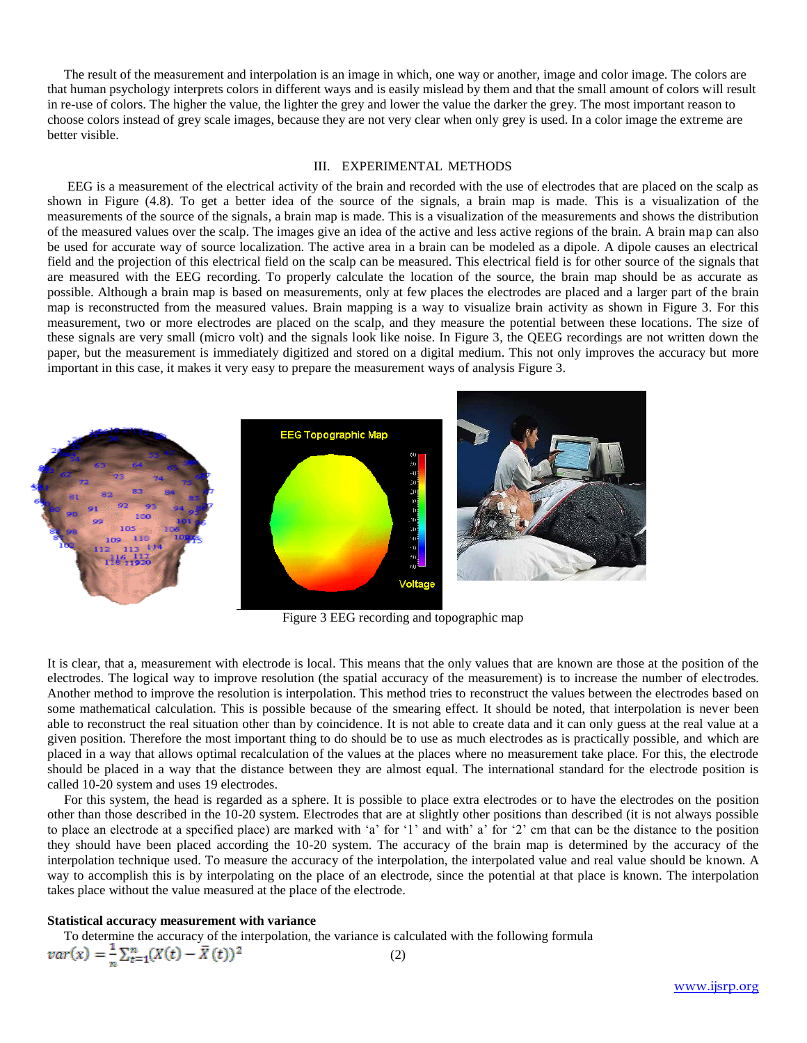The result of the measurement and interpolation is an image in which, one way or another, image and color image. The colors are that human psychology interprets colors in different ways and is easily mislead by them and that the small amount of colors will result in re-use of colors. The higher the value, the lighter the grey and lower the value the darker the grey. The most important reason to choose colors instead of grey scale images, because they are not very clear when only grey is used. In a color image the extreme are better visible.

## III. EXPERIMENTAL METHODS

EEG is a measurement of the electrical activity of the brain and recorded with the use of electrodes that are placed on the scalp as shown in Figure (4.8). To get a better idea of the source of the signals, a brain map is made. This is a visualization of the measurements of the source of the signals, a brain map is made. This is a visualization of the measurements and shows the distribution of the measured values over the scalp. The images give an idea of the active and less active regions of the brain. A brain map can also be used for accurate way of source localization. The active area in a brain can be modeled as a dipole. A dipole causes an electrical field and the projection of this electrical field on the scalp can be measured. This electrical field is for other source of the signals that are measured with the EEG recording. To properly calculate the location of the source, the brain map should be as accurate as possible. Although a brain map is based on measurements, only at few places the electrodes are placed and a larger part of the brain map is reconstructed from the measured values. Brain mapping is a way to visualize brain activity as shown in Figure 3. For this measurement, two or more electrodes are placed on the scalp, and they measure the potential between these locations. The size of these signals are very small (micro volt) and the signals look like noise. In Figure 3, the QEEG recordings are not written down the paper, but the measurement is immediately digitized and stored on a digital medium. This not only improves the accuracy but more important in this case, it makes it very easy to prepare the measurement ways of analysis Figure 3.

Figure 3 EEG recording and topographic map

It is clear, that a, measurement with electrode is local. This means that the only values that are known are those at the position of the electrodes. The logical way to improve resolution (the spatial accuracy of the measurement) is to increase the number of electrodes. Another method to improve the resolution is interpolation. This method tries to reconstruct the values between the electrodes based on some mathematical calculation. This is possible because of the smearing effect. It should be noted, that interpolation is never been able to reconstruct the real situation other than by coincidence. It is not able to create data and it can only guess at the real value at a given position. Therefore the most important thing to do should be to use as much electrodes as is practically possible, and which are placed in a way that allows optimal recalculation of the values at the places where no measurement take place. For this, the electrode should be placed in a way that the distance between they are almost equal. The international standard for the electrode position is called 10-20 system and uses 19 electrodes.

For this system, the head is regarded as a sphere. It is possible to place extra electrodes or to have the electrodes on the position other than those described in the 10-20 system. Electrodes that are at slightly other positions than described (it is not always possible to place an electrode at a specified place) are marked with 'a' for '1' and with' a' for '2' cm that can be the distance to the position they should have been placed according the 10-20 system. The accuracy of the brain map is determined by the accuracy of the interpolation technique used. To measure the accuracy of the interpolation, the interpolated value and real value should be known. A way to accomplish this is by interpolating on the place of an electrode, since the potential at that place is known. The interpolation takes place without the value measured at the place of the electrode.

**Statistical accuracy measurement with variance**

To determine the accuracy of the interpolation, the variance is calculated with the following formula

$$var(x) = \frac{1}{n}\sum_{t=1}^{n}(X(t) - \bar{X}(t))^2 \qquad (2)$$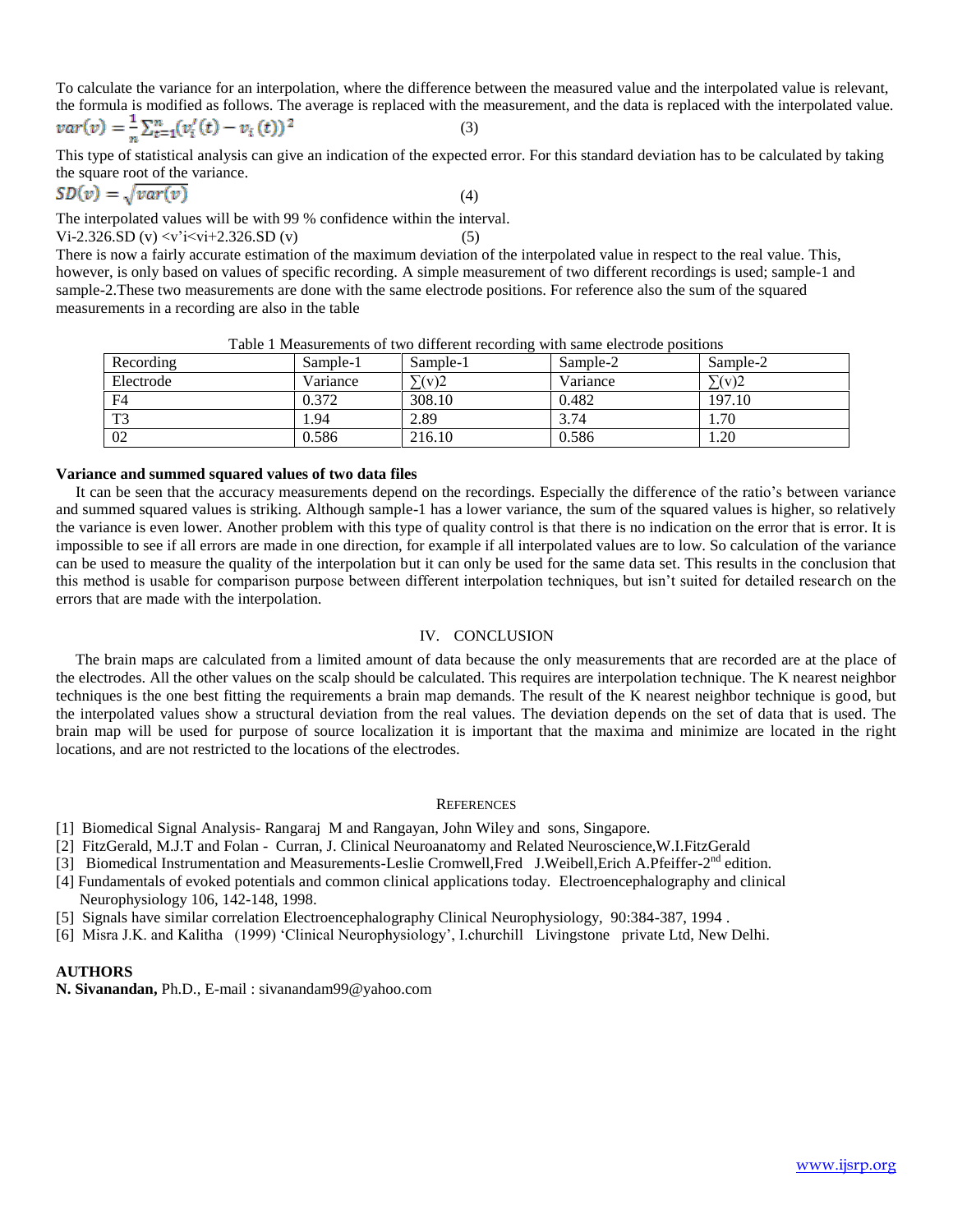To calculate the variance for an interpolation, where the difference between the measured value and the interpolated value is relevant, the formula is modified as follows. The average is replaced with the measurement, and the data is replaced with the interpolated value.

$$var(v) = \frac{1}{n}\sum_{t=1}^{n}(v_i'(t) - v_i(t))^2 \qquad (3)$$

This type of statistical analysis can give an indication of the expected error. For this standard deviation has to be calculated by taking the square root of the variance.

$$SD(v) = \sqrt{var(v)} \qquad (4)$$

The interpolated values will be with 99 % confidence within the interval.

$$V_i - 2.326.SD(v) < v'_i < v_i + 2.326.SD(v) \qquad (5)$$

There is now a fairly accurate estimation of the maximum deviation of the interpolated value in respect to the real value. This, however, is only based on values of specific recording. A simple measurement of two different recordings is used; sample-1 and sample-2.These two measurements are done with the same electrode positions. For reference also the sum of the squared measurements in a recording are also in the table

Table 1 Measurements of two different recording with same electrode positions

| Recording | Sample-1 | Sample-1 | Sample-2 | Sample-2 |
|---|---|---|---|---|
| Electrode | Variance | $\sum(v)2$ | Variance | $\sum(v)2$ |
| F4 | 0.372 | 308.10 | 0.482 | 197.10 |
| T3 | 1.94 | 2.89 | 3.74 | 1.70 |
| 02 | 0.586 | 216.10 | 0.586 | 1.20 |

**Variance and summed squared values of two data files**

It can be seen that the accuracy measurements depend on the recordings. Especially the difference of the ratio's between variance and summed squared values is striking. Although sample-1 has a lower variance, the sum of the squared values is higher, so relatively the variance is even lower. Another problem with this type of quality control is that there is no indication on the error that is error. It is impossible to see if all errors are made in one direction, for example if all interpolated values are to low. So calculation of the variance can be used to measure the quality of the interpolation but it can only be used for the same data set. This results in the conclusion that this method is usable for comparison purpose between different interpolation techniques, but isn't suited for detailed research on the errors that are made with the interpolation.

## IV. CONCLUSION

The brain maps are calculated from a limited amount of data because the only measurements that are recorded are at the place of the electrodes. All the other values on the scalp should be calculated. This requires are interpolation technique. The K nearest neighbor techniques is the one best fitting the requirements a brain map demands. The result of the K nearest neighbor technique is good, but the interpolated values show a structural deviation from the real values. The deviation depends on the set of data that is used. The brain map will be used for purpose of source localization it is important that the maxima and minimize are located in the right locations, and are not restricted to the locations of the electrodes.

## REFERENCES

[1] Biomedical Signal Analysis- Rangaraj M and Rangayan, John Wiley and sons, Singapore.

[2] FitzGerald, M.J.T and Folan - Curran, J. Clinical Neuroanatomy and Related Neuroscience,W.I.FitzGerald

[3] Biomedical Instrumentation and Measurements-Leslie Cromwell,Fred J.Weibell,Erich A.Pfeiffer-2nd edition.

[4] Fundamentals of evoked potentials and common clinical applications today. Electroencephalography and clinical Neurophysiology 106, 142-148, 1998.

[5] Signals have similar correlation Electroencephalography Clinical Neurophysiology, 90:384-387, 1994 .

[6] Misra J.K. and Kalitha (1999) 'Clinical Neurophysiology', I.churchill Livingstone private Ltd, New Delhi.

**AUTHORS**

**N. Sivanandan,** Ph.D., E-mail : sivanandam99@yahoo.com